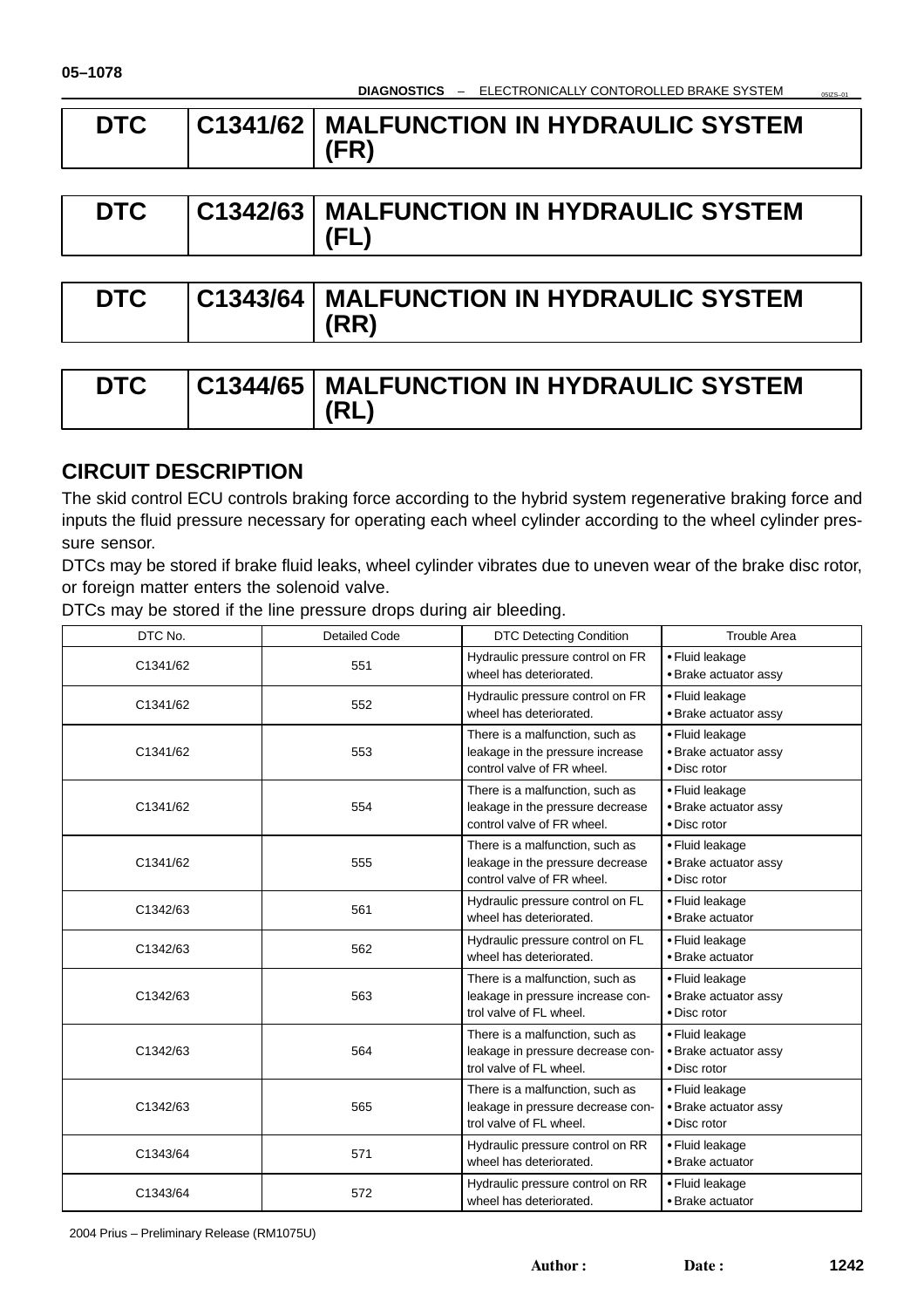| DTC | C1341/62 | MALFUNCTION IN HYDRAULIC SYSTEM (FR) |
|---|---|---|

| DTC | C1342/63 | MALFUNCTION IN HYDRAULIC SYSTEM (FL) |
|---|---|---|

| DTC | C1343/64 | MALFUNCTION IN HYDRAULIC SYSTEM (RR) |
|---|---|---|

| DTC | C1344/65 | MALFUNCTION IN HYDRAULIC SYSTEM (RL) |
|---|---|---|

## CIRCUIT DESCRIPTION

The skid control ECU controls braking force according to the hybrid system regenerative braking force and inputs the fluid pressure necessary for operating each wheel cylinder according to the wheel cylinder pressure sensor.

DTCs may be stored if brake fluid leaks, wheel cylinder vibrates due to uneven wear of the brake disc rotor, or foreign matter enters the solenoid valve.

DTCs may be stored if the line pressure drops during air bleeding.

| DTC No. | Detailed Code | DTC Detecting Condition | Trouble Area |
|---|---|---|---|
| C1341/62 | 551 | Hydraulic pressure control on FR wheel has deteriorated. | • Fluid leakage<br>• Brake actuator assy |
| C1341/62 | 552 | Hydraulic pressure control on FR wheel has deteriorated. | • Fluid leakage<br>• Brake actuator assy |
| C1341/62 | 553 | There is a malfunction, such as leakage in the pressure increase control valve of FR wheel. | • Fluid leakage<br>• Brake actuator assy<br>• Disc rotor |
| C1341/62 | 554 | There is a malfunction, such as leakage in the pressure decrease control valve of FR wheel. | • Fluid leakage<br>• Brake actuator assy<br>• Disc rotor |
| C1341/62 | 555 | There is a malfunction, such as leakage in the pressure decrease control valve of FR wheel. | • Fluid leakage<br>• Brake actuator assy<br>• Disc rotor |
| C1342/63 | 561 | Hydraulic pressure control on FL wheel has deteriorated. | • Fluid leakage<br>• Brake actuator |
| C1342/63 | 562 | Hydraulic pressure control on FL wheel has deteriorated. | • Fluid leakage<br>• Brake actuator |
| C1342/63 | 563 | There is a malfunction, such as leakage in pressure increase control valve of FL wheel. | • Fluid leakage<br>• Brake actuator assy<br>• Disc rotor |
| C1342/63 | 564 | There is a malfunction, such as leakage in pressure decrease control valve of FL wheel. | • Fluid leakage<br>• Brake actuator assy<br>• Disc rotor |
| C1342/63 | 565 | There is a malfunction, such as leakage in pressure decrease control valve of FL wheel. | • Fluid leakage<br>• Brake actuator assy<br>• Disc rotor |
| C1343/64 | 571 | Hydraulic pressure control on RR wheel has deteriorated. | • Fluid leakage<br>• Brake actuator |
| C1343/64 | 572 | Hydraulic pressure control on RR wheel has deteriorated. | • Fluid leakage<br>• Brake actuator |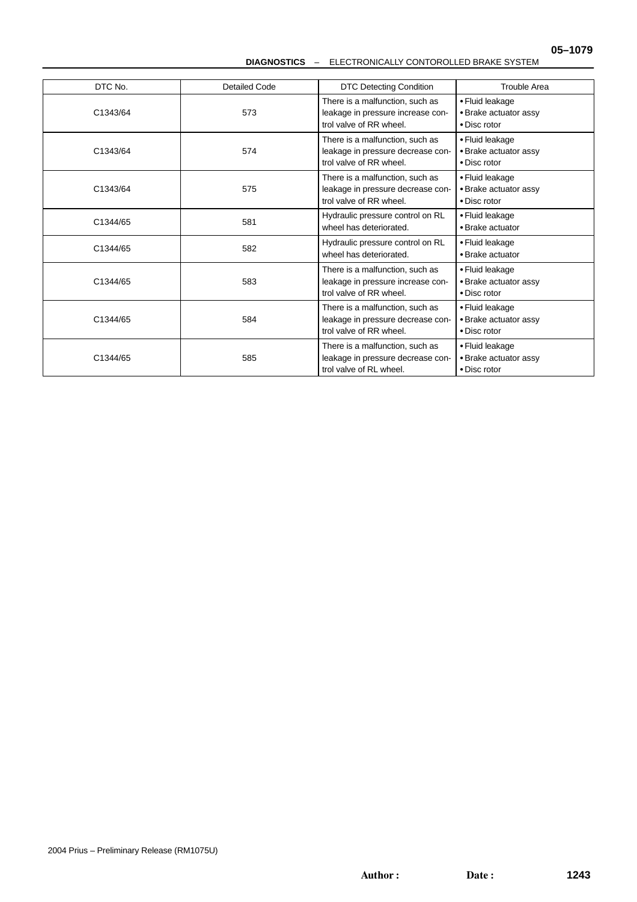| DTC No. | Detailed Code | DTC Detecting Condition | Trouble Area |
|---|---|---|---|
| C1343/64 | 573 | There is a malfunction, such as leakage in pressure increase control valve of RR wheel. | • Fluid leakage<br>• Brake actuator assy<br>• Disc rotor |
| C1343/64 | 574 | There is a malfunction, such as leakage in pressure decrease control valve of RR wheel. | • Fluid leakage<br>• Brake actuator assy<br>• Disc rotor |
| C1343/64 | 575 | There is a malfunction, such as leakage in pressure decrease control valve of RR wheel. | • Fluid leakage<br>• Brake actuator assy<br>• Disc rotor |
| C1344/65 | 581 | Hydraulic pressure control on RL wheel has deteriorated. | • Fluid leakage<br>• Brake actuator |
| C1344/65 | 582 | Hydraulic pressure control on RL wheel has deteriorated. | • Fluid leakage<br>• Brake actuator |
| C1344/65 | 583 | There is a malfunction, such as leakage in pressure increase control valve of RR wheel. | • Fluid leakage<br>• Brake actuator assy<br>• Disc rotor |
| C1344/65 | 584 | There is a malfunction, such as leakage in pressure decrease control valve of RR wheel. | • Fluid leakage<br>• Brake actuator assy<br>• Disc rotor |
| C1344/65 | 585 | There is a malfunction, such as leakage in pressure decrease control valve of RL wheel. | • Fluid leakage<br>• Brake actuator assy<br>• Disc rotor |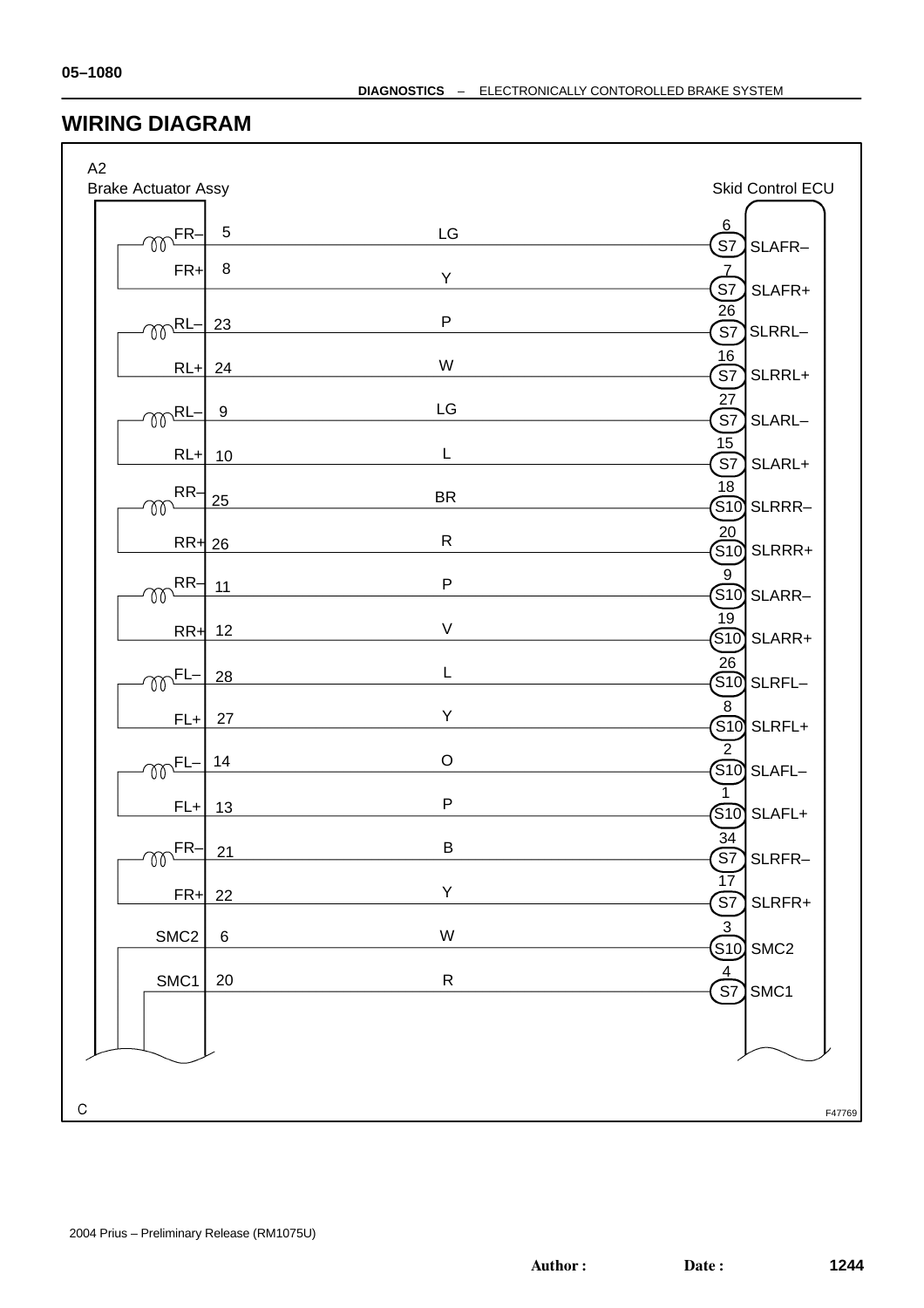## WIRING DIAGRAM

A2 Brake Actuator Assy — Skid Control ECU

| Brake Actuator Assy Terminal | Pin | Wire Color | ECU Pin | Connector | Skid Control ECU Terminal |
|---|---|---|---|---|---|
| FR– | 5 | LG | 6 | S7 | SLAFR– |
| FR+ | 8 | Y | 7 | S7 | SLAFR+ |
| RL– | 23 | P | 26 | S7 | SLRRL– |
| RL+ | 24 | W | 16 | S7 | SLRRL+ |
| RL– | 9 | LG | 27 | S7 | SLARL– |
| RL+ | 10 | L | 15 | S7 | SLARL+ |
| RR– | 25 | BR | 18 | S10 | SLRRR– |
| RR+ | 26 | R | 20 | S10 | SLRRR+ |
| RR– | 11 | P | 9 | S10 | SLARR– |
| RR+ | 12 | V | 19 | S10 | SLARR+ |
| FL– | 28 | L | 26 | S10 | SLRFL– |
| FL+ | 27 | Y | 8 | S10 | SLRFL+ |
| FL– | 14 | O | 2 | S10 | SLAFL– |
| FL+ | 13 | P | 1 | S10 | SLAFL+ |
| FR– | 21 | B | 34 | S7 | SLRFR– |
| FR+ | 22 | Y | 17 | S7 | SLRFR+ |
| SMC2 | 6 | W | 3 | S10 | SMC2 |
| SMC1 | 20 | R | 4 | S7 | SMC1 |

C

F47769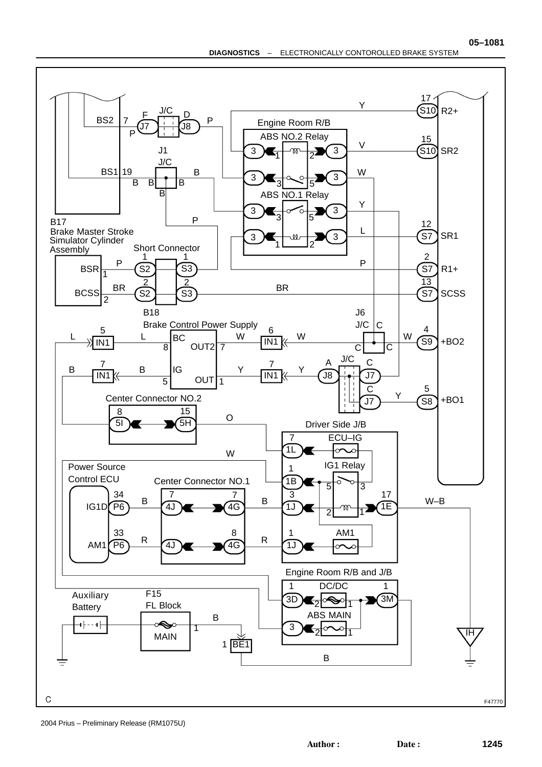B17
Brake Master Stroke Simulator Cylinder Assembly

BS2 7 — J/C F J7 — D J8 — P
BS1 19 — J1 J/C — B

Engine Room R/B

ABS NO.2 Relay

ABS NO.1 Relay

Short Connector

B18
Brake Control Power Supply

J6 J/C

Center Connector NO.2

Driver Side J/B

ECU–IG

IG1 Relay

AM1

Power Source Control ECU

Center Connector NO.1

Engine Room R/B and J/B

DC/DC

ABS MAIN

Auxiliary Battery

F15
FL Block

MAIN

17 S10 R2+
15 S10 SR2
12 S7 SR1
2 S7 R1+
13 S7 SCSS
4 S9 +BO2
5 S8 +BO1

BSR 1 — P — S2 1 / S3 1
BCSS 2 — BR — S2 2 / S3 2 — BR

BC 8 / OUT2 7 / IG 5 / OUT 1

IG1D 34 P6 — B — 7 4J / 7 4G — B — 3 1J
AM1 33 P6 — R — 4J / 8 4G — R — 1 1J

1 BE1

IH

C

F47770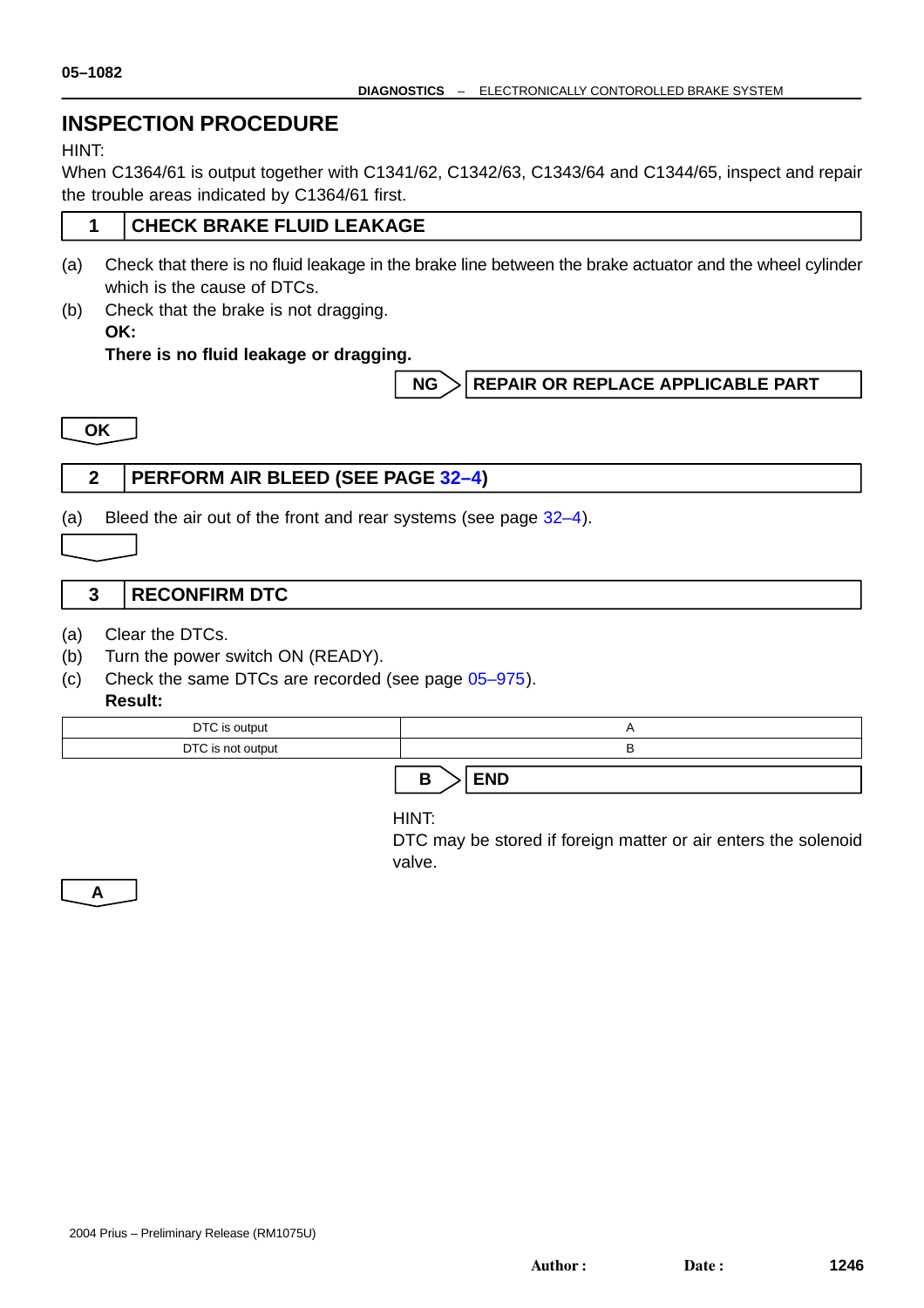## INSPECTION PROCEDURE

HINT:
When C1364/61 is output together with C1341/62, C1342/63, C1343/64 and C1344/65, inspect and repair the trouble areas indicated by C1364/61 first.

### 1 CHECK BRAKE FLUID LEAKAGE

(a) Check that there is no fluid leakage in the brake line between the brake actuator and the wheel cylinder which is the cause of DTCs.

(b) Check that the brake is not dragging.

**OK:**

**There is no fluid leakage or dragging.**

**NG** → **REPAIR OR REPLACE APPLICABLE PART**

**OK**

### 2 PERFORM AIR BLEED (SEE PAGE 32–4)

(a) Bleed the air out of the front and rear systems (see page 32–4).

### 3 RECONFIRM DTC

(a) Clear the DTCs.

(b) Turn the power switch ON (READY).

(c) Check the same DTCs are recorded (see page 05–975).

**Result:**

| Result | |
|---|---|
| DTC is output | A |
| DTC is not output | B |

**B** → **END**

HINT:
DTC may be stored if foreign matter or air enters the solenoid valve.

**A**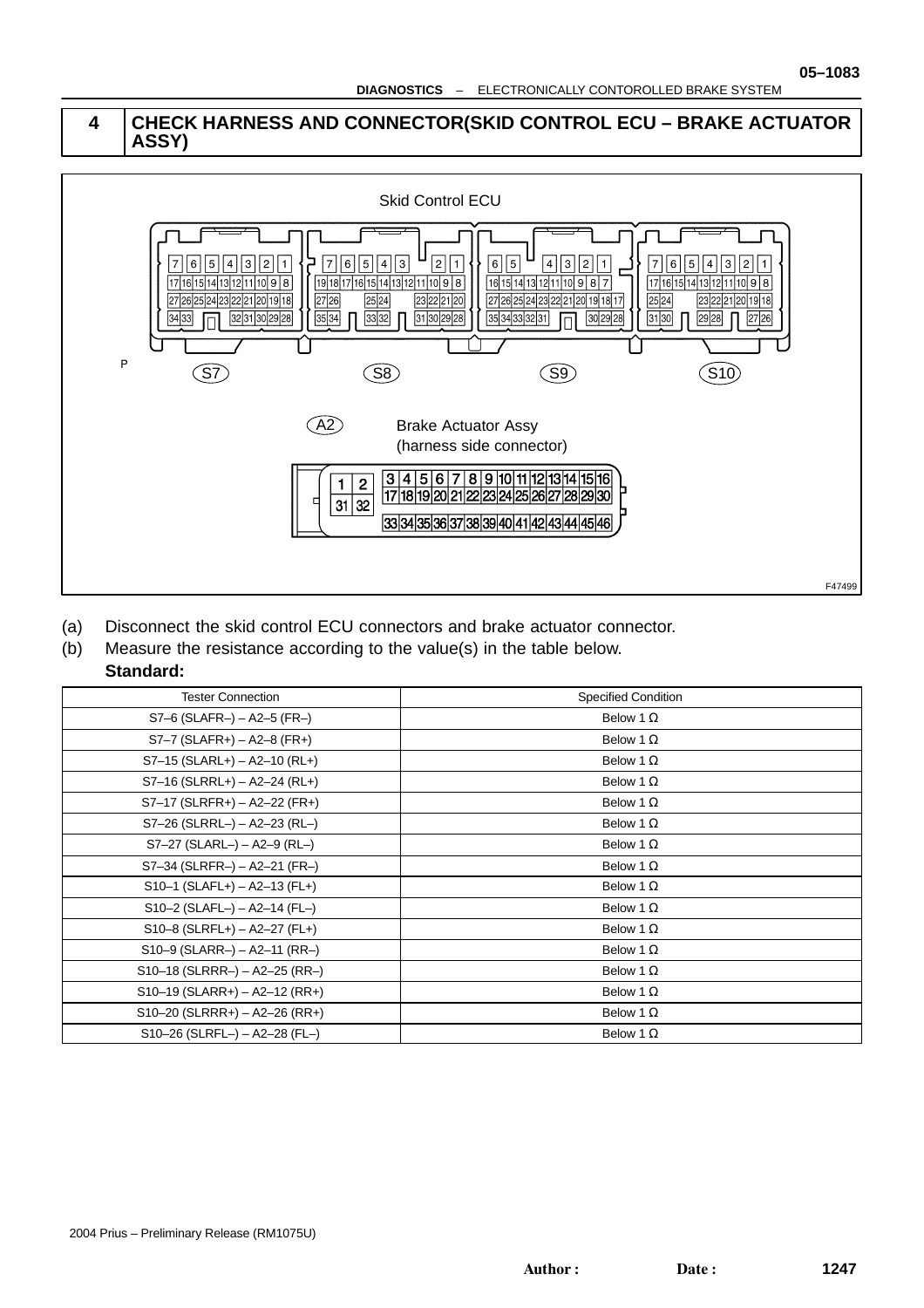## 4 CHECK HARNESS AND CONNECTOR(SKID CONTROL ECU – BRAKE ACTUATOR ASSY)

Skid Control ECU

S7 S8 S9 S10

A2 Brake Actuator Assy (harness side connector)

F47499

(a) Disconnect the skid control ECU connectors and brake actuator connector.

(b) Measure the resistance according to the value(s) in the table below.

**Standard:**

| Tester Connection | Specified Condition |
|---|---|
| S7–6 (SLAFR–) – A2–5 (FR–) | Below 1 Ω |
| S7–7 (SLAFR+) – A2–8 (FR+) | Below 1 Ω |
| S7–15 (SLARL+) – A2–10 (RL+) | Below 1 Ω |
| S7–16 (SLRRL+) – A2–24 (RL+) | Below 1 Ω |
| S7–17 (SLRFR+) – A2–22 (FR+) | Below 1 Ω |
| S7–26 (SLRRL–) – A2–23 (RL–) | Below 1 Ω |
| S7–27 (SLARL–) – A2–9 (RL–) | Below 1 Ω |
| S7–34 (SLRFR–) – A2–21 (FR–) | Below 1 Ω |
| S10–1 (SLAFL+) – A2–13 (FL+) | Below 1 Ω |
| S10–2 (SLAFL–) – A2–14 (FL–) | Below 1 Ω |
| S10–8 (SLRFL+) – A2–27 (FL+) | Below 1 Ω |
| S10–9 (SLARR–) – A2–11 (RR–) | Below 1 Ω |
| S10–18 (SLRRR–) – A2–25 (RR–) | Below 1 Ω |
| S10–19 (SLARR+) – A2–12 (RR+) | Below 1 Ω |
| S10–20 (SLRRR+) – A2–26 (RR+) | Below 1 Ω |
| S10–26 (SLRFL–) – A2–28 (FL–) | Below 1 Ω |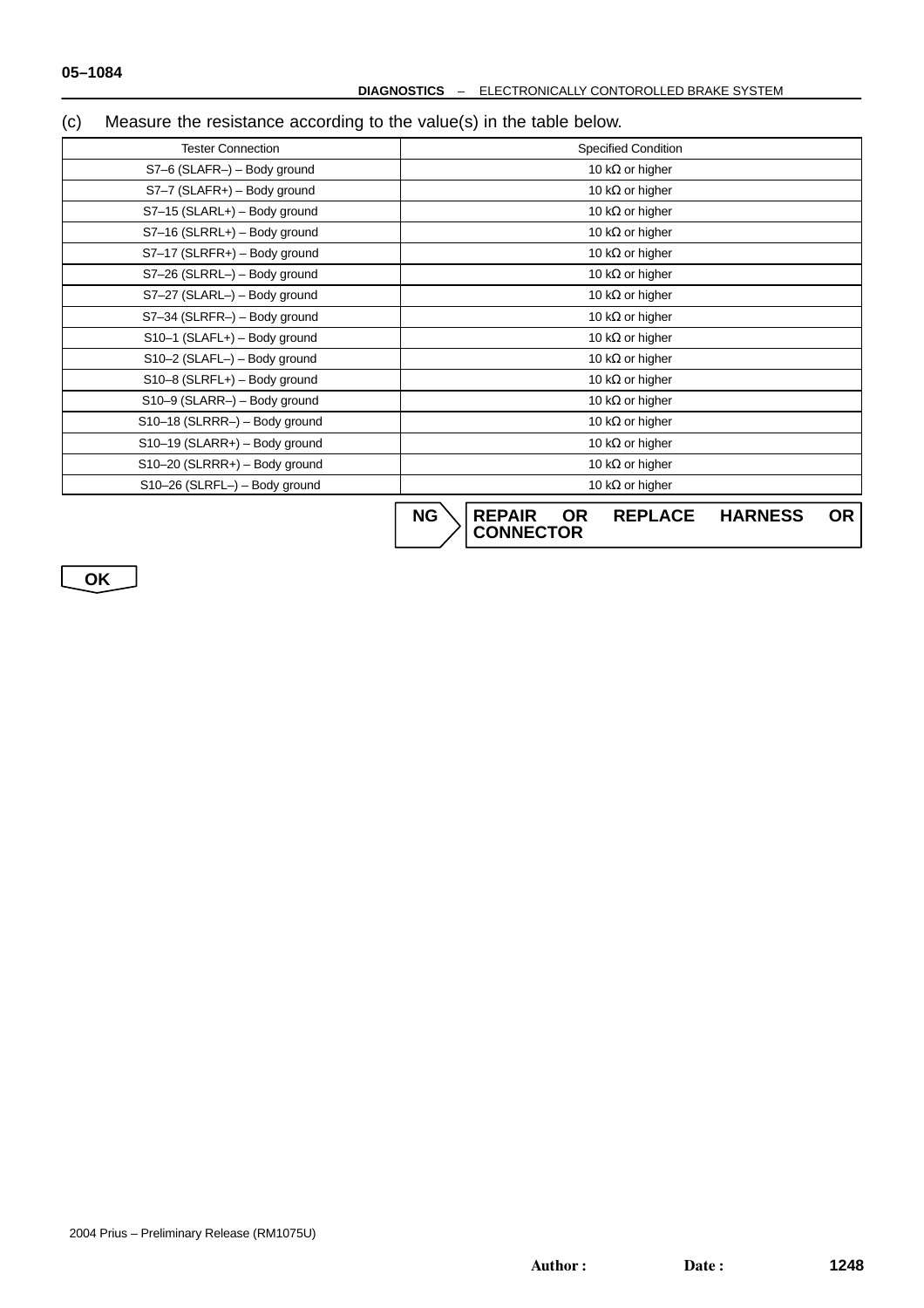(c) Measure the resistance according to the value(s) in the table below.

| Tester Connection | Specified Condition |
|---|---|
| S7–6 (SLAFR–) – Body ground | 10 kΩ or higher |
| S7–7 (SLAFR+) – Body ground | 10 kΩ or higher |
| S7–15 (SLARL+) – Body ground | 10 kΩ or higher |
| S7–16 (SLRRL+) – Body ground | 10 kΩ or higher |
| S7–17 (SLRFR+) – Body ground | 10 kΩ or higher |
| S7–26 (SLRRL–) – Body ground | 10 kΩ or higher |
| S7–27 (SLARL–) – Body ground | 10 kΩ or higher |
| S7–34 (SLRFR–) – Body ground | 10 kΩ or higher |
| S10–1 (SLAFL+) – Body ground | 10 kΩ or higher |
| S10–2 (SLAFL–) – Body ground | 10 kΩ or higher |
| S10–8 (SLRFL+) – Body ground | 10 kΩ or higher |
| S10–9 (SLARR–) – Body ground | 10 kΩ or higher |
| S10–18 (SLRRR–) – Body ground | 10 kΩ or higher |
| S10–19 (SLARR+) – Body ground | 10 kΩ or higher |
| S10–20 (SLRRR+) – Body ground | 10 kΩ or higher |
| S10–26 (SLRFL–) – Body ground | 10 kΩ or higher |

**NG** → **REPAIR OR REPLACE HARNESS OR CONNECTOR**

**OK**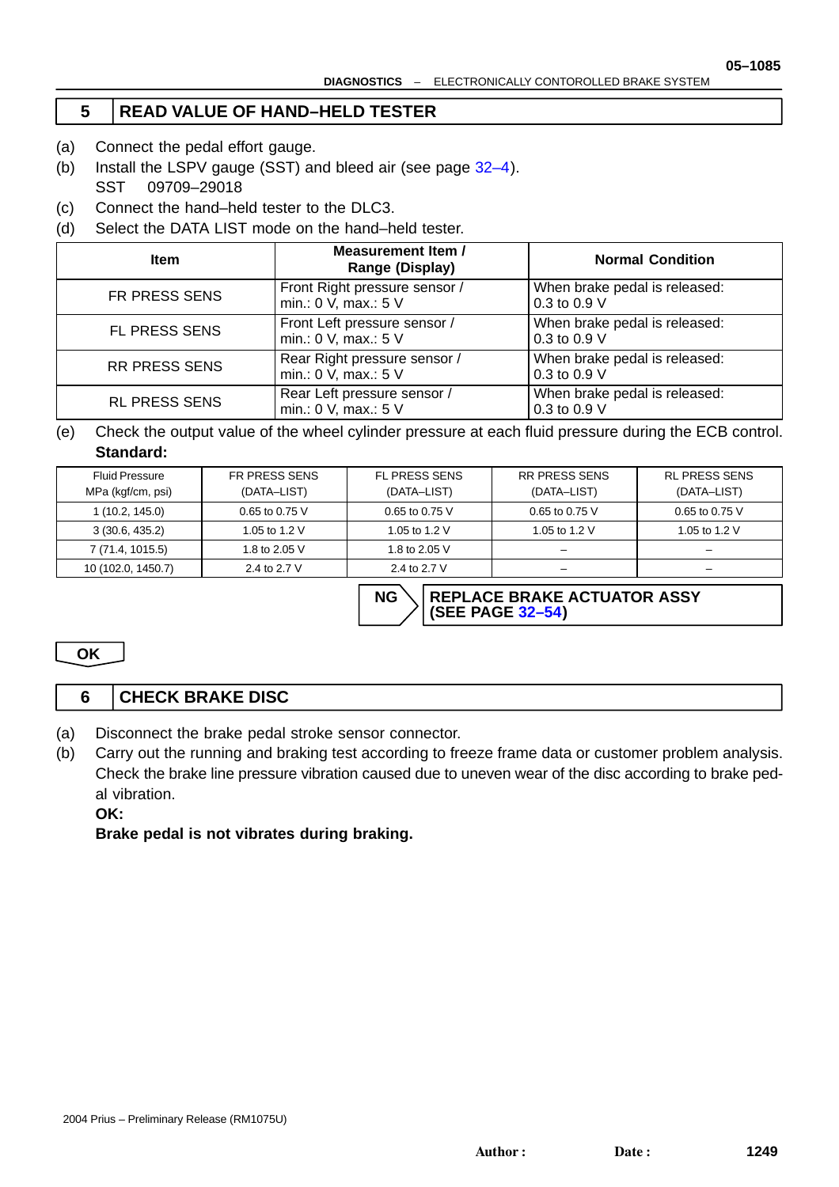## 5 READ VALUE OF HAND–HELD TESTER

(a) Connect the pedal effort gauge.

(b) Install the LSPV gauge (SST) and bleed air (see page 32–4).
SST 09709–29018

(c) Connect the hand–held tester to the DLC3.

(d) Select the DATA LIST mode on the hand–held tester.

| Item | Measurement Item / Range (Display) | Normal Condition |
|---|---|---|
| FR PRESS SENS | Front Right pressure sensor / min.: 0 V, max.: 5 V | When brake pedal is released: 0.3 to 0.9 V |
| FL PRESS SENS | Front Left pressure sensor / min.: 0 V, max.: 5 V | When brake pedal is released: 0.3 to 0.9 V |
| RR PRESS SENS | Rear Right pressure sensor / min.: 0 V, max.: 5 V | When brake pedal is released: 0.3 to 0.9 V |
| RL PRESS SENS | Rear Left pressure sensor / min.: 0 V, max.: 5 V | When brake pedal is released: 0.3 to 0.9 V |

(e) Check the output value of the wheel cylinder pressure at each fluid pressure during the ECB control.

**Standard:**

| Fluid Pressure MPa (kgf/cm, psi) | FR PRESS SENS (DATA–LIST) | FL PRESS SENS (DATA–LIST) | RR PRESS SENS (DATA–LIST) | RL PRESS SENS (DATA–LIST) |
|---|---|---|---|---|
| 1 (10.2, 145.0) | 0.65 to 0.75 V | 0.65 to 0.75 V | 0.65 to 0.75 V | 0.65 to 0.75 V |
| 3 (30.6, 435.2) | 1.05 to 1.2 V | 1.05 to 1.2 V | 1.05 to 1.2 V | 1.05 to 1.2 V |
| 7 (71.4, 1015.5) | 1.8 to 2.05 V | 1.8 to 2.05 V | – | – |
| 10 (102.0, 1450.7) | 2.4 to 2.7 V | 2.4 to 2.7 V | – | – |

**NG** → **REPLACE BRAKE ACTUATOR ASSY (SEE PAGE 32–54)**

**OK**

## 6 CHECK BRAKE DISC

(a) Disconnect the brake pedal stroke sensor connector.

(b) Carry out the running and braking test according to freeze frame data or customer problem analysis. Check the brake line pressure vibration caused due to uneven wear of the disc according to brake pedal vibration.

**OK:**

**Brake pedal is not vibrates during braking.**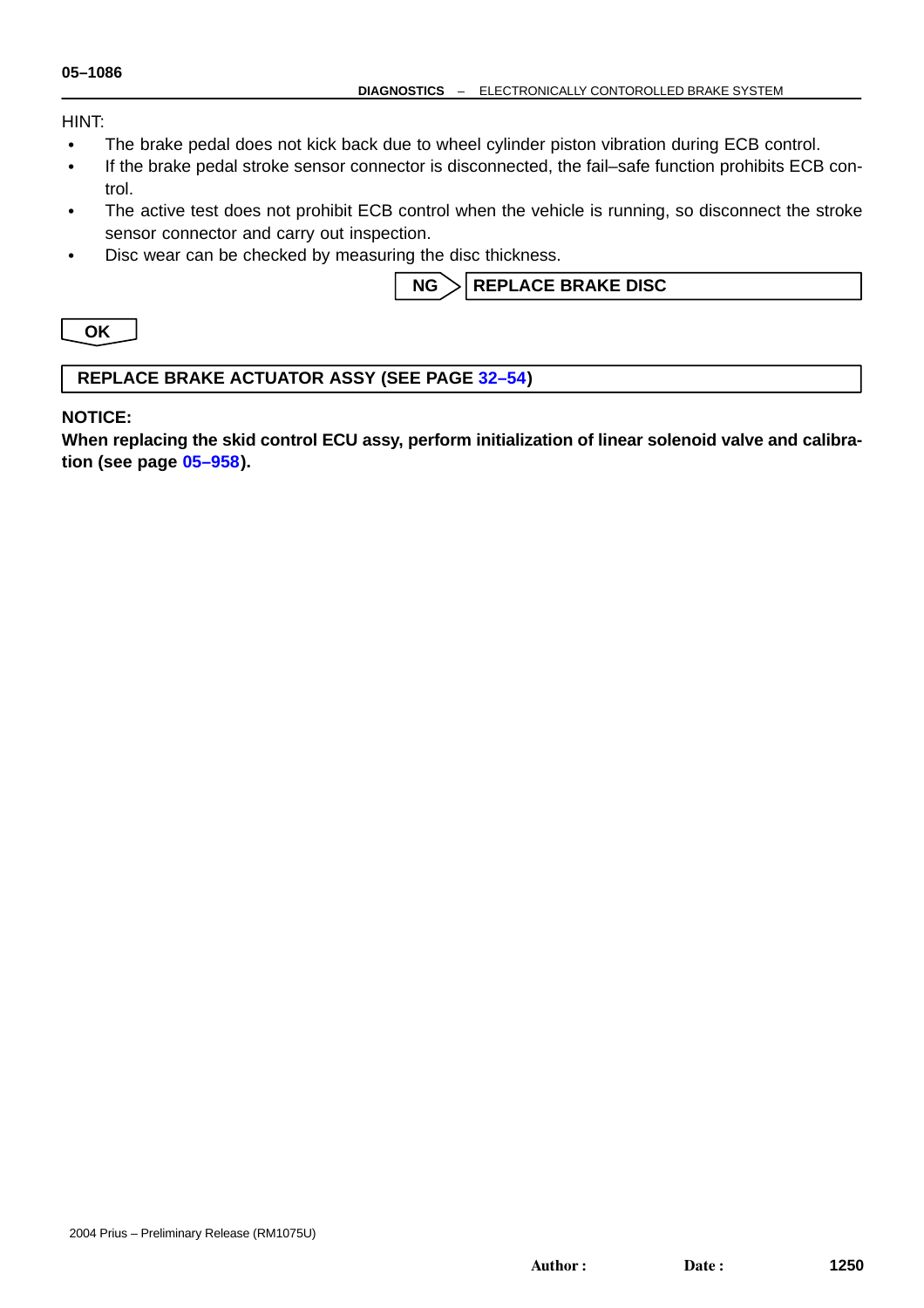HINT:

- The brake pedal does not kick back due to wheel cylinder piston vibration during ECB control.
- If the brake pedal stroke sensor connector is disconnected, the fail–safe function prohibits ECB control.
- The active test does not prohibit ECB control when the vehicle is running, so disconnect the stroke sensor connector and carry out inspection.
- Disc wear can be checked by measuring the disc thickness.

**NG** > **REPLACE BRAKE DISC**

**OK**

**REPLACE BRAKE ACTUATOR ASSY (SEE PAGE 32–54)**

**NOTICE:**

**When replacing the skid control ECU assy, perform initialization of linear solenoid valve and calibration (see page 05–958).**